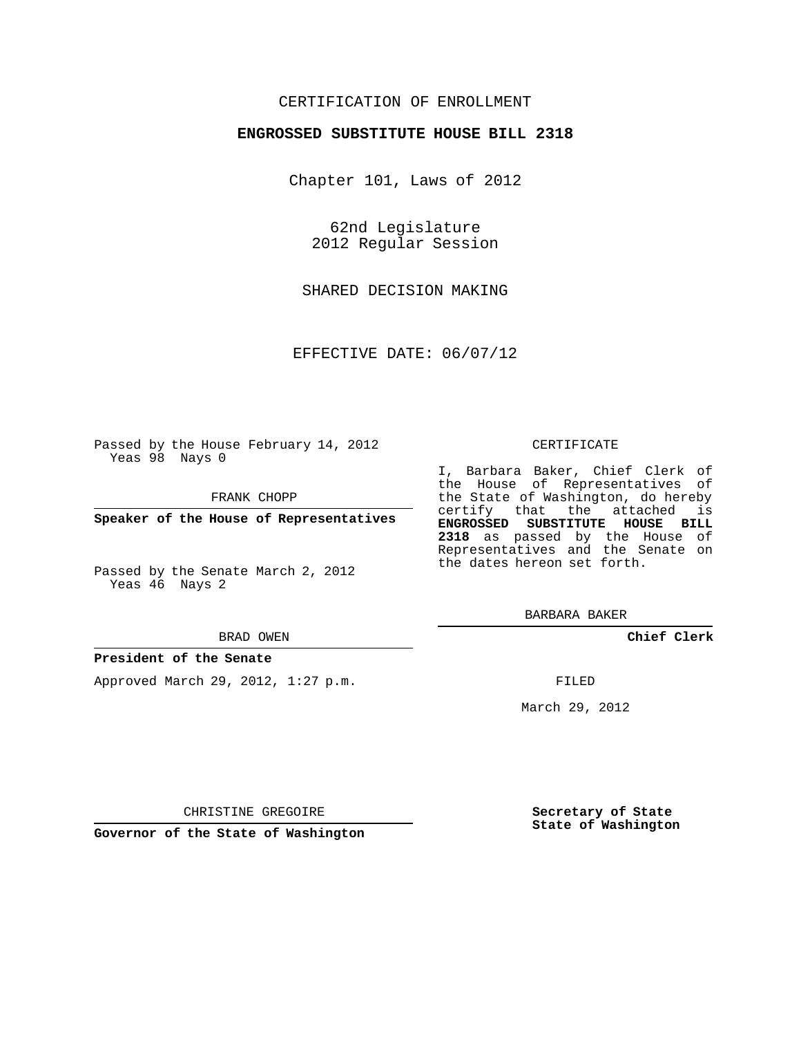CERTIFICATION OF ENROLLMENT

**ENGROSSED SUBSTITUTE HOUSE BILL 2318**

Chapter 101, Laws of 2012

62nd Legislature
2012 Regular Session

SHARED DECISION MAKING

EFFECTIVE DATE: 06/07/12

Passed by the House February 14, 2012
Yeas 98 Nays 0

FRANK CHOPP

**Speaker of the House of Representatives**

Passed by the Senate March 2, 2012
Yeas 46 Nays 2

BRAD OWEN

**President of the Senate**

Approved March 29, 2012, 1:27 p.m.

CHRISTINE GREGOIRE

**Governor of the State of Washington**

CERTIFICATE

I, Barbara Baker, Chief Clerk of the House of Representatives of the State of Washington, do hereby certify that the attached is **ENGROSSED SUBSTITUTE HOUSE BILL 2318** as passed by the House of Representatives and the Senate on the dates hereon set forth.

BARBARA BAKER

**Chief Clerk**

FILED

March 29, 2012

**Secretary of State**
**State of Washington**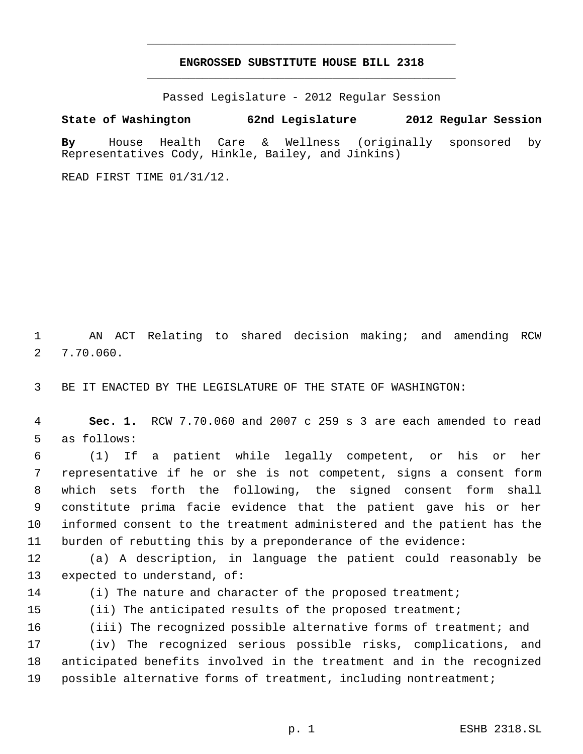**ENGROSSED SUBSTITUTE HOUSE BILL 2318**

Passed Legislature - 2012 Regular Session

**State of Washington 62nd Legislature 2012 Regular Session**

**By** House Health Care & Wellness (originally sponsored by Representatives Cody, Hinkle, Bailey, and Jinkins)

READ FIRST TIME 01/31/12.

AN ACT Relating to shared decision making; and amending RCW 7.70.060.

BE IT ENACTED BY THE LEGISLATURE OF THE STATE OF WASHINGTON:

**Sec. 1.** RCW 7.70.060 and 2007 c 259 s 3 are each amended to read as follows:

(1) If a patient while legally competent, or his or her representative if he or she is not competent, signs a consent form which sets forth the following, the signed consent form shall constitute prima facie evidence that the patient gave his or her informed consent to the treatment administered and the patient has the burden of rebutting this by a preponderance of the evidence:

(a) A description, in language the patient could reasonably be expected to understand, of:

(i) The nature and character of the proposed treatment;

(ii) The anticipated results of the proposed treatment;

(iii) The recognized possible alternative forms of treatment; and

(iv) The recognized serious possible risks, complications, and anticipated benefits involved in the treatment and in the recognized possible alternative forms of treatment, including nontreatment;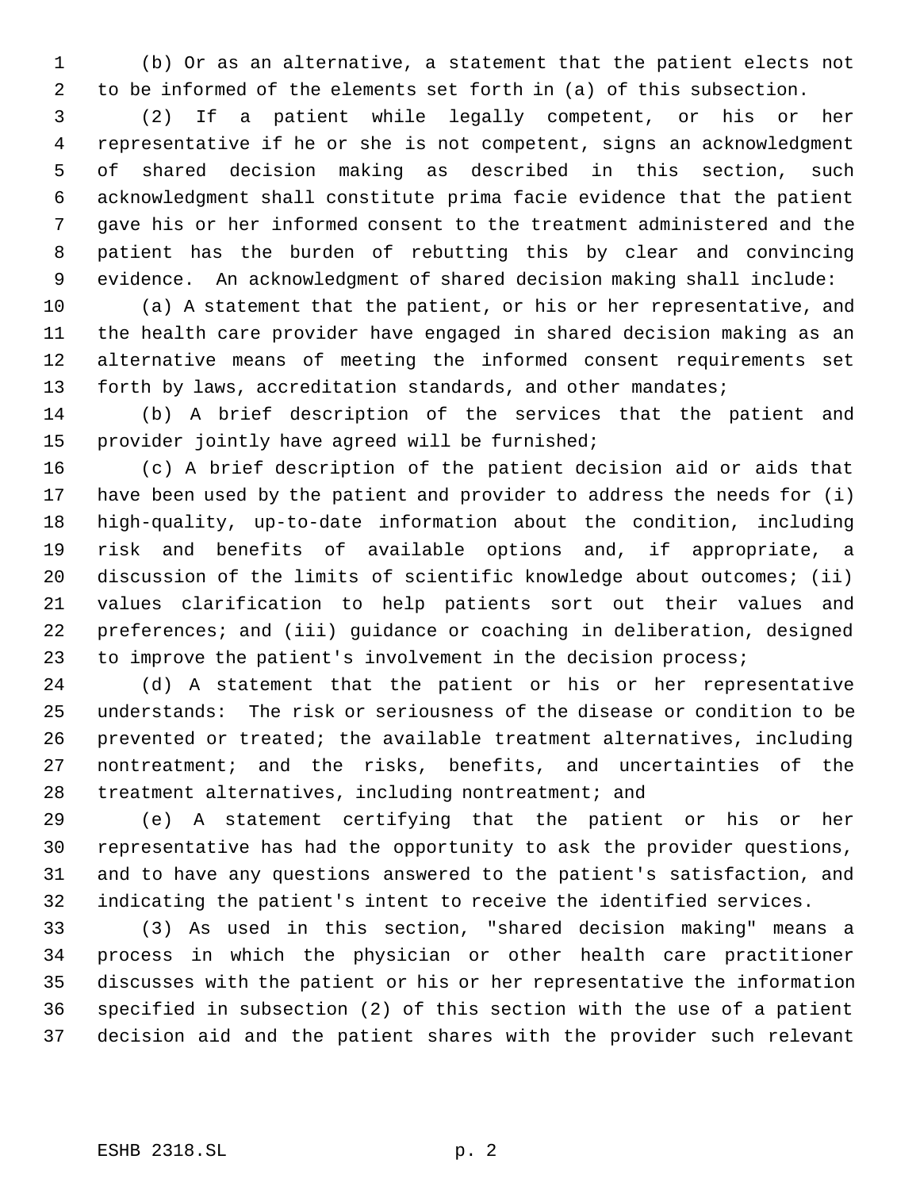(b) Or as an alternative, a statement that the patient elects not to be informed of the elements set forth in (a) of this subsection.

(2) If a patient while legally competent, or his or her representative if he or she is not competent, signs an acknowledgment of shared decision making as described in this section, such acknowledgment shall constitute prima facie evidence that the patient gave his or her informed consent to the treatment administered and the patient has the burden of rebutting this by clear and convincing evidence. An acknowledgment of shared decision making shall include:

(a) A statement that the patient, or his or her representative, and the health care provider have engaged in shared decision making as an alternative means of meeting the informed consent requirements set forth by laws, accreditation standards, and other mandates;

(b) A brief description of the services that the patient and provider jointly have agreed will be furnished;

(c) A brief description of the patient decision aid or aids that have been used by the patient and provider to address the needs for (i) high-quality, up-to-date information about the condition, including risk and benefits of available options and, if appropriate, a discussion of the limits of scientific knowledge about outcomes; (ii) values clarification to help patients sort out their values and preferences; and (iii) guidance or coaching in deliberation, designed to improve the patient's involvement in the decision process;

(d) A statement that the patient or his or her representative understands: The risk or seriousness of the disease or condition to be prevented or treated; the available treatment alternatives, including nontreatment; and the risks, benefits, and uncertainties of the treatment alternatives, including nontreatment; and

(e) A statement certifying that the patient or his or her representative has had the opportunity to ask the provider questions, and to have any questions answered to the patient's satisfaction, and indicating the patient's intent to receive the identified services.

(3) As used in this section, "shared decision making" means a process in which the physician or other health care practitioner discusses with the patient or his or her representative the information specified in subsection (2) of this section with the use of a patient decision aid and the patient shares with the provider such relevant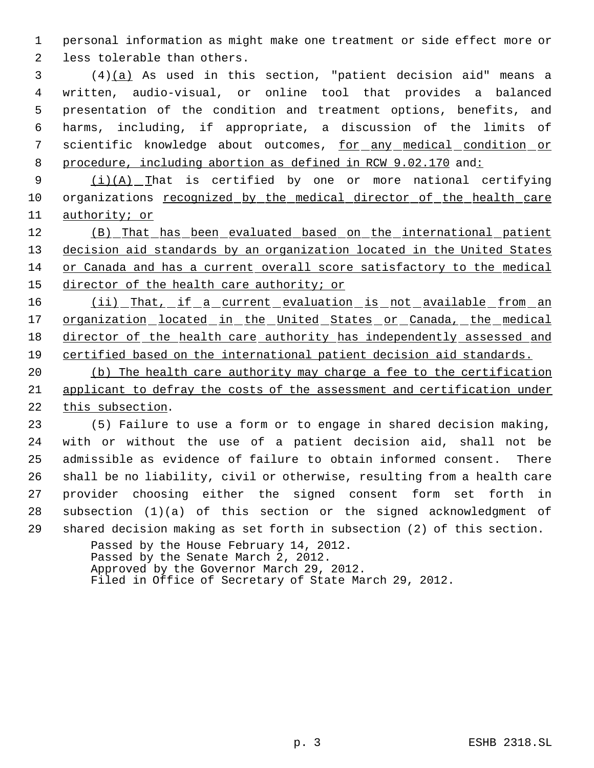personal information as might make one treatment or side effect more or less tolerable than others.

(4)(a) As used in this section, "patient decision aid" means a written, audio-visual, or online tool that provides a balanced presentation of the condition and treatment options, benefits, and harms, including, if appropriate, a discussion of the limits of scientific knowledge about outcomes, for any medical condition or procedure, including abortion as defined in RCW 9.02.170 and:

(i)(A) That is certified by one or more national certifying organizations recognized by the medical director of the health care authority; or

(B) That has been evaluated based on the international patient decision aid standards by an organization located in the United States or Canada and has a current overall score satisfactory to the medical director of the health care authority; or

(ii) That, if a current evaluation is not available from an organization located in the United States or Canada, the medical director of the health care authority has independently assessed and certified based on the international patient decision aid standards.

(b) The health care authority may charge a fee to the certification applicant to defray the costs of the assessment and certification under this subsection.

(5) Failure to use a form or to engage in shared decision making, with or without the use of a patient decision aid, shall not be admissible as evidence of failure to obtain informed consent. There shall be no liability, civil or otherwise, resulting from a health care provider choosing either the signed consent form set forth in subsection (1)(a) of this section or the signed acknowledgment of shared decision making as set forth in subsection (2) of this section.

Passed by the House February 14, 2012.
Passed by the Senate March 2, 2012.
Approved by the Governor March 29, 2012.
Filed in Office of Secretary of State March 29, 2012.